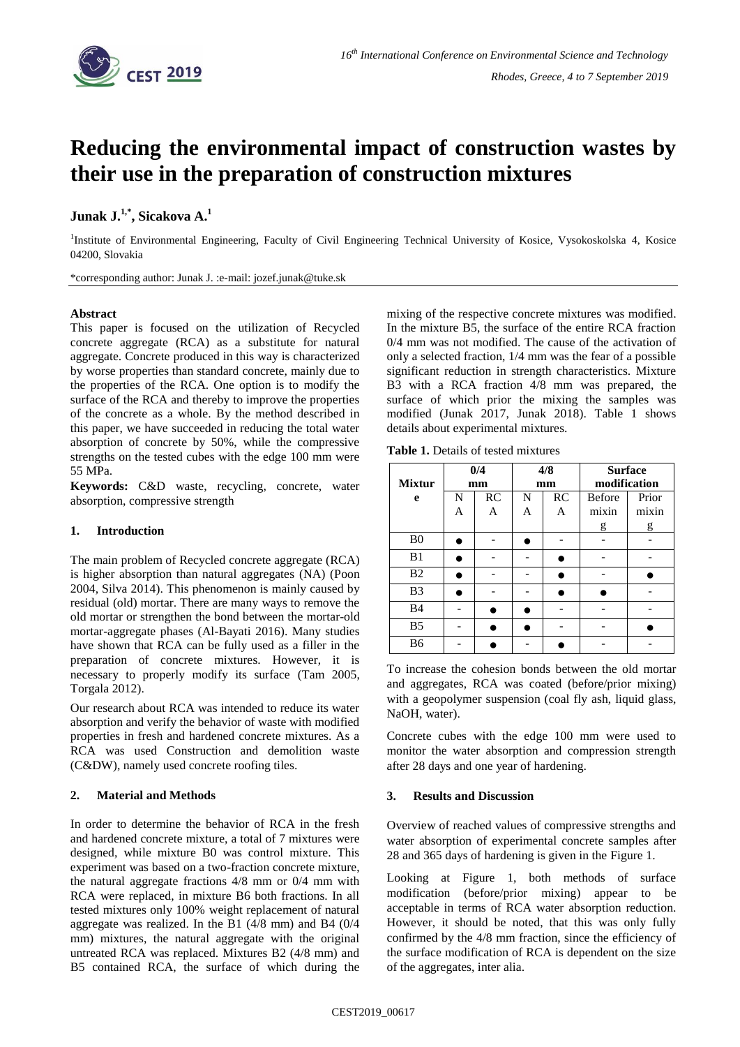# Reducing the environmental impact of construction wastes by their use in the preparation of construction mixtures

**Junak J.[1,*], Sicakova A.[1]**

[1]Institute of Environmental Engineering, Faculty of Civil Engineering Technical University of Kosice, Vysokoskolska 4, Kosice 04200, Slovakia

*corresponding author: Junak J. :e-mail: jozef.junak@tuke.sk

**Abstract**

This paper is focused on the utilization of Recycled concrete aggregate (RCA) as a substitute for natural aggregate. Concrete produced in this way is characterized by worse properties than standard concrete, mainly due to the properties of the RCA. One option is to modify the surface of the RCA and thereby to improve the properties of the concrete as a whole. By the method described in this paper, we have succeeded in reducing the total water absorption of concrete by 50%, while the compressive strengths on the tested cubes with the edge 100 mm were 55 MPa.

**Keywords:** C&D waste, recycling, concrete, water absorption, compressive strength

## 1. Introduction

The main problem of Recycled concrete aggregate (RCA) is higher absorption than natural aggregates (NA) (Poon 2004, Silva 2014). This phenomenon is mainly caused by residual (old) mortar. There are many ways to remove the old mortar or strengthen the bond between the mortar-old mortar-aggregate phases (Al-Bayati 2016). Many studies have shown that RCA can be fully used as a filler in the preparation of concrete mixtures. However, it is necessary to properly modify its surface (Tam 2005, Torgala 2012).

Our research about RCA was intended to reduce its water absorption and verify the behavior of waste with modified properties in fresh and hardened concrete mixtures. As a RCA was used Construction and demolition waste (C&DW), namely used concrete roofing tiles.

## 2. Material and Methods

In order to determine the behavior of RCA in the fresh and hardened concrete mixture, a total of 7 mixtures were designed, while mixture B0 was control mixture. This experiment was based on a two-fraction concrete mixture, the natural aggregate fractions 4/8 mm or 0/4 mm with RCA were replaced, in mixture B6 both fractions. In all tested mixtures only 100% weight replacement of natural aggregate was realized. In the B1 (4/8 mm) and B4 (0/4 mm) mixtures, the natural aggregate with the original untreated RCA was replaced. Mixtures B2 (4/8 mm) and B5 contained RCA, the surface of which during the mixing of the respective concrete mixtures was modified. In the mixture B5, the surface of the entire RCA fraction 0/4 mm was not modified. The cause of the activation of only a selected fraction, 1/4 mm was the fear of a possible significant reduction in strength characteristics. Mixture B3 with a RCA fraction 4/8 mm was prepared, the surface of which prior the mixing the samples was modified (Junak 2017, Junak 2018). Table 1 shows details about experimental mixtures.

**Table 1.** Details of tested mixtures

| Mixture | 0/4 mm | | 4/8 mm | | Surface modification | |
|---|---|---|---|---|---|---|
| | NA | RCA | NA | RCA | Before mixing | Prior mixing |
| B0 | ● | - | ● | - | - | - |
| B1 | ● | - | - | ● | - | - |
| B2 | ● | - | - | ● | - | ● |
| B3 | ● | - | - | ● | ● | - |
| B4 | - | ● | ● | - | - | - |
| B5 | - | ● | ● | - | - | ● |
| B6 | - | ● | - | ● | - | - |

To increase the cohesion bonds between the old mortar and aggregates, RCA was coated (before/prior mixing) with a geopolymer suspension (coal fly ash, liquid glass, NaOH, water).

Concrete cubes with the edge 100 mm were used to monitor the water absorption and compression strength after 28 days and one year of hardening.

## 3. Results and Discussion

Overview of reached values of compressive strengths and water absorption of experimental concrete samples after 28 and 365 days of hardening is given in the Figure 1.

Looking at Figure 1, both methods of surface modification (before/prior mixing) appear to be acceptable in terms of RCA water absorption reduction. However, it should be noted, that this was only fully confirmed by the 4/8 mm fraction, since the efficiency of the surface modification of RCA is dependent on the size of the aggregates, inter alia.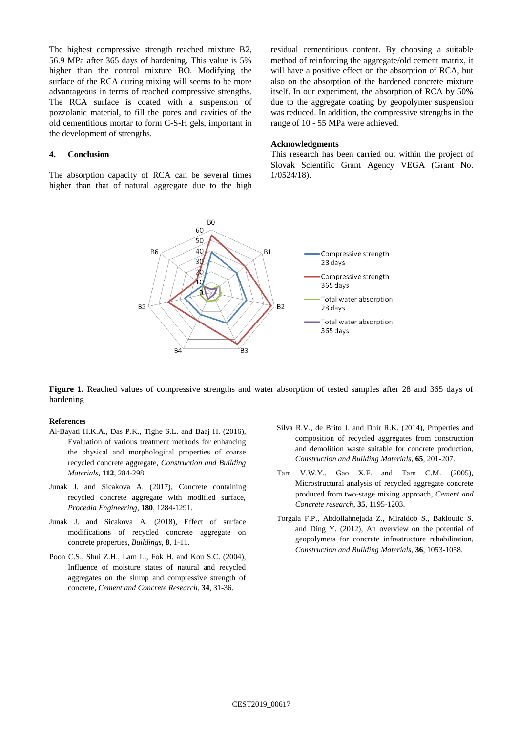The highest compressive strength reached mixture B2, 56.9 MPa after 365 days of hardening. This value is 5% higher than the control mixture BO. Modifying the surface of the RCA during mixing will seems to be more advantageous in terms of reached compressive strengths. The RCA surface is coated with a suspension of pozzolanic material, to fill the pores and cavities of the old cementitious mortar to form C-S-H gels, important in the development of strengths.

## 4. Conclusion

The absorption capacity of RCA can be several times higher than that of natural aggregate due to the high residual cementitious content. By choosing a suitable method of reinforcing the aggregate/old cement matrix, it will have a positive effect on the absorption of RCA, but also on the absorption of the hardened concrete mixture itself. In our experiment, the absorption of RCA by 50% due to the aggregate coating by geopolymer suspension was reduced. In addition, the compressive strengths in the range of 10 - 55 MPa were achieved.

### Acknowledgments

This research has been carried out within the project of Slovak Scientific Grant Agency VEGA (Grant No. 1/0524/18).

B0
60
50
40
30
20
10
0
B1
B2
B3
B4
B5
B6

Compressive strength 28 days
Compressive strength 365 days
Total water absorption 28 days
Total water absorption 365 days

**Figure 1.** Reached values of compressive strengths and water absorption of tested samples after 28 and 365 days of hardening

### References

Al-Bayati H.K.A., Das P.K., Tighe S.L. and Baaj H. (2016), Evaluation of various treatment methods for enhancing the physical and morphological properties of coarse recycled concrete aggregate, *Construction and Building Materials*, **112**, 284-298.

Junak J. and Sicakova A. (2017), Concrete containing recycled concrete aggregate with modified surface, *Procedia Engineering*, **180**, 1284-1291.

Junak J. and Sicakova A. (2018), Effect of surface modifications of recycled concrete aggregate on concrete properties, *Buildings*, **8**, 1-11.

Poon C.S., Shui Z.H., Lam L., Fok H. and Kou S.C. (2004), Influence of moisture states of natural and recycled aggregates on the slump and compressive strength of concrete, *Cement and Concrete Research*, **34**, 31-36.

Silva R.V., de Brito J. and Dhir R.K. (2014), Properties and composition of recycled aggregates from construction and demolition waste suitable for concrete production, *Construction and Building Materials*, **65**, 201-207.

Tam V.W.Y., Gao X.F. and Tam C.M. (2005), Microstructural analysis of recycled aggregate concrete produced from two-stage mixing approach, *Cement and Concrete research*, **35**, 1195-1203.

Torgala F.P., Abdollahnejada Z., Miraldob S., Bakloutic S. and Ding Y. (2012), An overview on the potential of geopolymers for concrete infrastructure rehabilitation, *Construction and Building Materials*, **36**, 1053-1058.